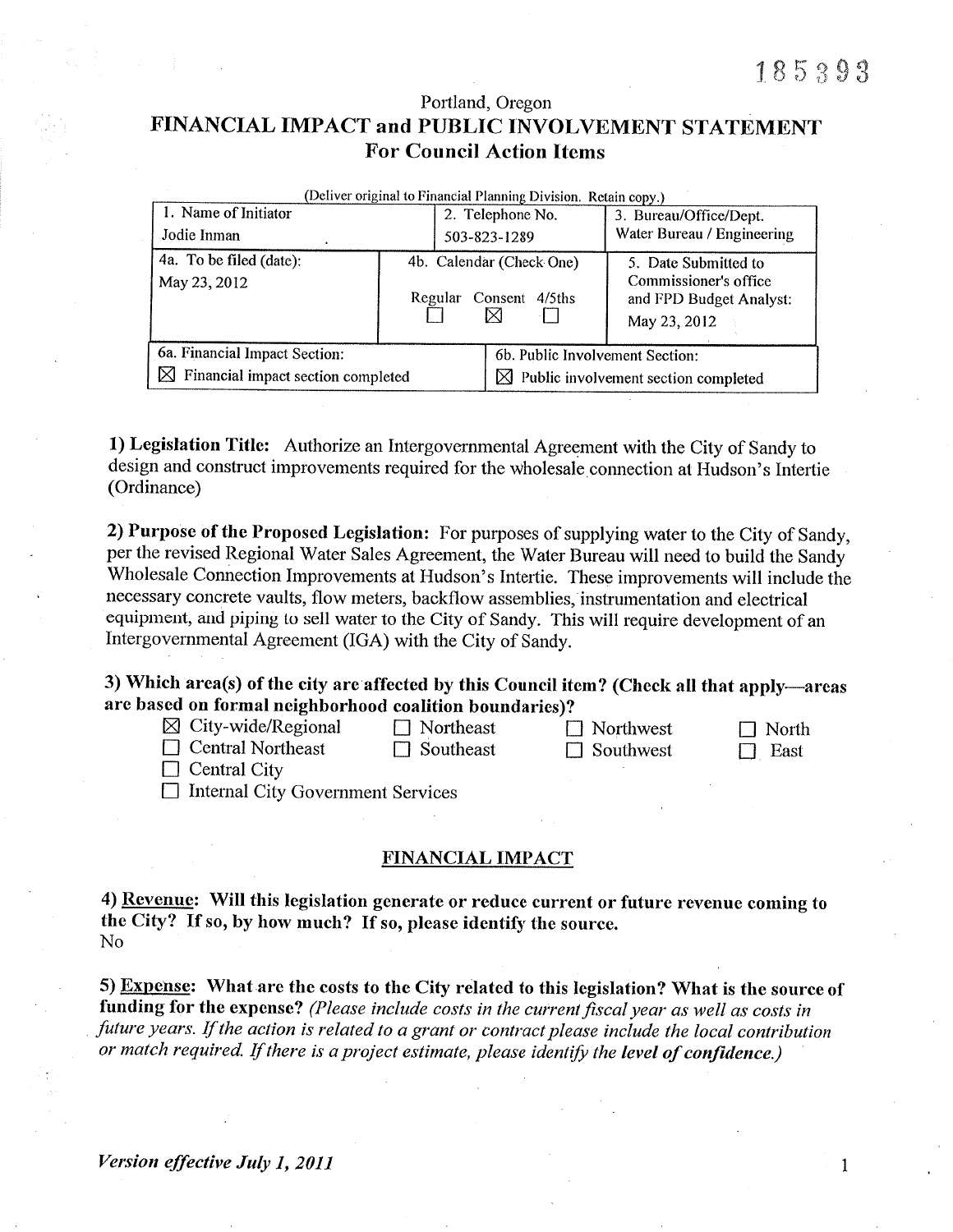185393

Portland, Oregon

# FINANCIAL IMPACT and PUBLIC INVOLVEMENT STATEMENT
## For Council Action Items

(Deliver original to Financial Planning Division. Retain copy.)

| 1. Name of Initiator | 2. Telephone No. | 3. Bureau/Office/Dept. |
|---|---|---|
| Jodie Inman | 503-823-1289 | Water Bureau / Engineering |
| 4a. To be filed (date): May 23, 2012 | 4b. Calendar (Check One) Regular ☐ Consent ☒ 4/5ths ☐ | 5. Date Submitted to Commissioner's office and FPD Budget Analyst: May 23, 2012 |

| 6a. Financial Impact Section: | 6b. Public Involvement Section: |
|---|---|
| ☒ Financial impact section completed | ☒ Public involvement section completed |

**1) Legislation Title:** Authorize an Intergovernmental Agreement with the City of Sandy to design and construct improvements required for the wholesale connection at Hudson's Intertie (Ordinance)

**2) Purpose of the Proposed Legislation:** For purposes of supplying water to the City of Sandy, per the revised Regional Water Sales Agreement, the Water Bureau will need to build the Sandy Wholesale Connection Improvements at Hudson's Intertie. These improvements will include the necessary concrete vaults, flow meters, backflow assemblies, instrumentation and electrical equipment, and piping to sell water to the City of Sandy. This will require development of an Intergovernmental Agreement (IGA) with the City of Sandy.

**3) Which area(s) of the city are affected by this Council item? (Check all that apply—areas are based on formal neighborhood coalition boundaries)?**

- ☒ City-wide/Regional
- ☐ Northeast
- ☐ Northwest
- ☐ North
- ☐ Central Northeast
- ☐ Southeast
- ☐ Southwest
- ☐ East
- ☐ Central City
- ☐ Internal City Government Services

## FINANCIAL IMPACT

**4) Revenue: Will this legislation generate or reduce current or future revenue coming to the City? If so, by how much? If so, please identify the source.**
No

**5) Expense: What are the costs to the City related to this legislation? What is the source of funding for the expense?** *(Please include costs in the current fiscal year as well as costs in future years. If the action is related to a grant or contract please include the local contribution or match required. If there is a project estimate, please identify the* ***level of confidence.****)*

*Version effective July 1, 2011*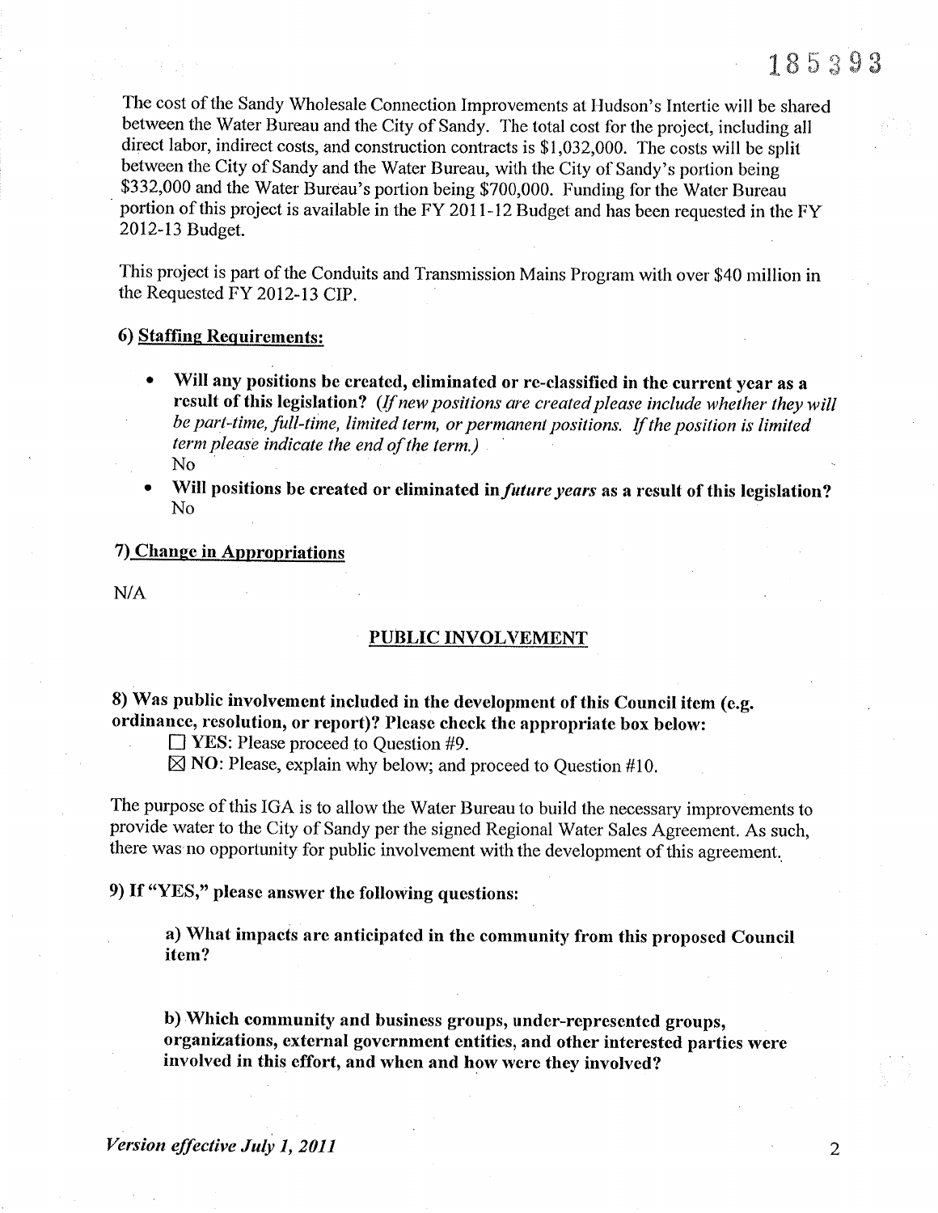The cost of the Sandy Wholesale Connection Improvements at Hudson's Intertie will be shared between the Water Bureau and the City of Sandy. The total cost for the project, including all direct labor, indirect costs, and construction contracts is $1,032,000. The costs will be split between the City of Sandy and the Water Bureau, with the City of Sandy's portion being $332,000 and the Water Bureau's portion being $700,000. Funding for the Water Bureau portion of this project is available in the FY 2011-12 Budget and has been requested in the FY 2012-13 Budget.

This project is part of the Conduits and Transmission Mains Program with over $40 million in the Requested FY 2012-13 CIP.

**6) Staffing Requirements:**

- **Will any positions be created, eliminated or re-classified in the current year as a result of this legislation?** *(If new positions are created please include whether they will be part-time, full-time, limited term, or permanent positions. If the position is limited term please indicate the end of the term.)*
  No
- **Will positions be created or eliminated in *future years* as a result of this legislation?**
  No

**7) Change in Appropriations**

N/A

## PUBLIC INVOLVEMENT

**8) Was public involvement included in the development of this Council item (e.g. ordinance, resolution, or report)? Please check the appropriate box below:**

☐ **YES**: Please proceed to Question #9.
☒ **NO**: Please, explain why below; and proceed to Question #10.

The purpose of this IGA is to allow the Water Bureau to build the necessary improvements to provide water to the City of Sandy per the signed Regional Water Sales Agreement. As such, there was no opportunity for public involvement with the development of this agreement.

**9) If "YES," please answer the following questions:**

**a) What impacts are anticipated in the community from this proposed Council item?**

**b) Which community and business groups, under-represented groups, organizations, external government entities, and other interested parties were involved in this effort, and when and how were they involved?**

*Version effective July 1, 2011*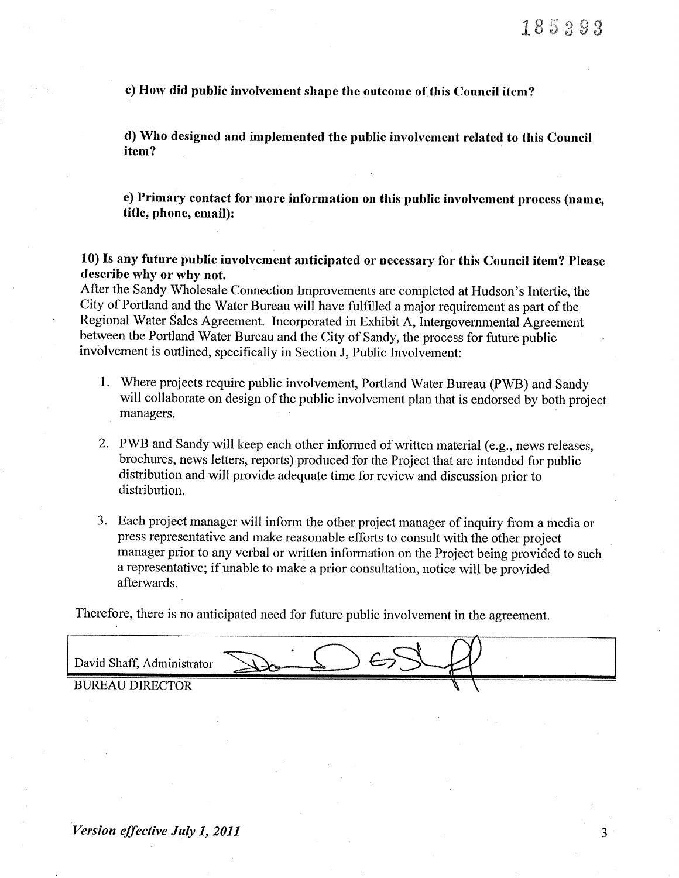185393

**c) How did public involvement shape the outcome of this Council item?**

**d) Who designed and implemented the public involvement related to this Council item?**

**e) Primary contact for more information on this public involvement process (name, title, phone, email):**

**10) Is any future public involvement anticipated or necessary for this Council item? Please describe why or why not.**

After the Sandy Wholesale Connection Improvements are completed at Hudson's Intertie, the City of Portland and the Water Bureau will have fulfilled a major requirement as part of the Regional Water Sales Agreement. Incorporated in Exhibit A, Intergovernmental Agreement between the Portland Water Bureau and the City of Sandy, the process for future public involvement is outlined, specifically in Section J, Public Involvement:

1. Where projects require public involvement, Portland Water Bureau (PWB) and Sandy will collaborate on design of the public involvement plan that is endorsed by both project managers.
2. PWB and Sandy will keep each other informed of written material (e.g., news releases, brochures, news letters, reports) produced for the Project that are intended for public distribution and will provide adequate time for review and discussion prior to distribution.
3. Each project manager will inform the other project manager of inquiry from a media or press representative and make reasonable efforts to consult with the other project manager prior to any verbal or written information on the Project being provided to such a representative; if unable to make a prior consultation, notice will be provided afterwards.

Therefore, there is no anticipated need for future public involvement in the agreement.

| | |
|---|---|
| David Shaff, Administrator | [signature] |

BUREAU DIRECTOR

*Version effective July 1, 2011*